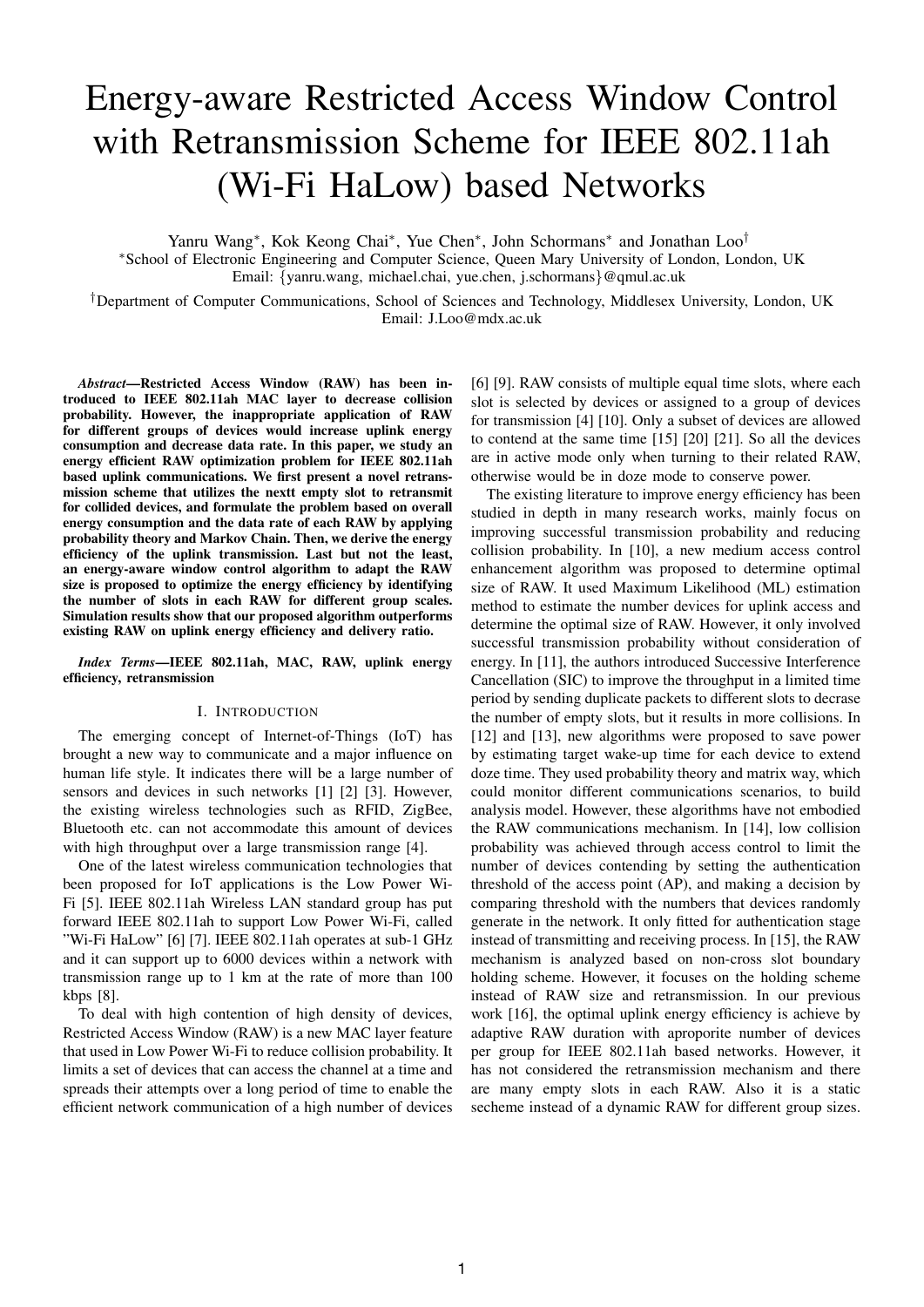# Energy-aware Restricted Access Window Control with Retransmission Scheme for IEEE 802.11ah (Wi-Fi HaLow) based Networks

Yanru Wang*, Kok Keong Chai*, Yue Chen*, John Schormans* and Jonathan Loo†

*School of Electronic Engineering and Computer Science, Queen Mary University of London, London, UK
Email: {yanru.wang, michael.chai, yue.chen, j.schormans}@qmul.ac.uk

†Department of Computer Communications, School of Sciences and Technology, Middlesex University, London, UK
Email: J.Loo@mdx.ac.uk

***Abstract*—Restricted Access Window (RAW) has been introduced to IEEE 802.11ah MAC layer to decrease collision probability. However, the inappropriate application of RAW for different groups of devices would increase uplink energy consumption and decrease data rate. In this paper, we study an energy efficient RAW optimization problem for IEEE 802.11ah based uplink communications. We first present a novel retransmission scheme that utilizes the nextt empty slot to retransmit for collided devices, and formulate the problem based on overall energy consumption and the data rate of each RAW by applying probability theory and Markov Chain. Then, we derive the energy efficiency of the uplink transmission. Last but not the least, an energy-aware window control algorithm to adapt the RAW size is proposed to optimize the energy efficiency by identifying the number of slots in each RAW for different group scales. Simulation results show that our proposed algorithm outperforms existing RAW on uplink energy efficiency and delivery ratio.**

***Index Terms*—IEEE 802.11ah, MAC, RAW, uplink energy efficiency, retransmission**

## I. Introduction

The emerging concept of Internet-of-Things (IoT) has brought a new way to communicate and a major influence on human life style. It indicates there will be a large number of sensors and devices in such networks [1] [2] [3]. However, the existing wireless technologies such as RFID, ZigBee, Bluetooth etc. can not accommodate this amount of devices with high throughput over a large transmission range [4].

One of the latest wireless communication technologies that been proposed for IoT applications is the Low Power Wi-Fi [5]. IEEE 802.11ah Wireless LAN standard group has put forward IEEE 802.11ah to support Low Power Wi-Fi, called "Wi-Fi HaLow" [6] [7]. IEEE 802.11ah operates at sub-1 GHz and it can support up to 6000 devices within a network with transmission range up to 1 km at the rate of more than 100 kbps [8].

To deal with high contention of high density of devices, Restricted Access Window (RAW) is a new MAC layer feature that used in Low Power Wi-Fi to reduce collision probability. It limits a set of devices that can access the channel at a time and spreads their attempts over a long period of time to enable the efficient network communication of a high number of devices [6] [9]. RAW consists of multiple equal time slots, where each slot is selected by devices or assigned to a group of devices for transmission [4] [10]. Only a subset of devices are allowed to contend at the same time [15] [20] [21]. So all the devices are in active mode only when turning to their related RAW, otherwise would be in doze mode to conserve power.

The existing literature to improve energy efficiency has been studied in depth in many research works, mainly focus on improving successful transmission probability and reducing collision probability. In [10], a new medium access control enhancement algorithm was proposed to determine optimal size of RAW. It used Maximum Likelihood (ML) estimation method to estimate the number devices for uplink access and determine the optimal size of RAW. However, it only involved successful transmission probability without consideration of energy. In [11], the authors introduced Successive Interference Cancellation (SIC) to improve the throughput in a limited time period by sending duplicate packets to different slots to decrase the number of empty slots, but it results in more collisions. In [12] and [13], new algorithms were proposed to save power by estimating target wake-up time for each device to extend doze time. They used probability theory and matrix way, which could monitor different communications scenarios, to build analysis model. However, these algorithms have not embodied the RAW communications mechanism. In [14], low collision probability was achieved through access control to limit the number of devices contending by setting the authentication threshold of the access point (AP), and making a decision by comparing threshold with the numbers that devices randomly generate in the network. It only fitted for authentication stage instead of transmitting and receiving process. In [15], the RAW mechanism is analyzed based on non-cross slot boundary holding scheme. However, it focuses on the holding scheme instead of RAW size and retransmission. In our previous work [16], the optimal uplink energy efficiency is achieve by adaptive RAW duration with aproporite number of devices per group for IEEE 802.11ah based networks. However, it has not considered the retransmission mechanism and there are many empty slots in each RAW. Also it is a static secheme instead of a dynamic RAW for different group sizes.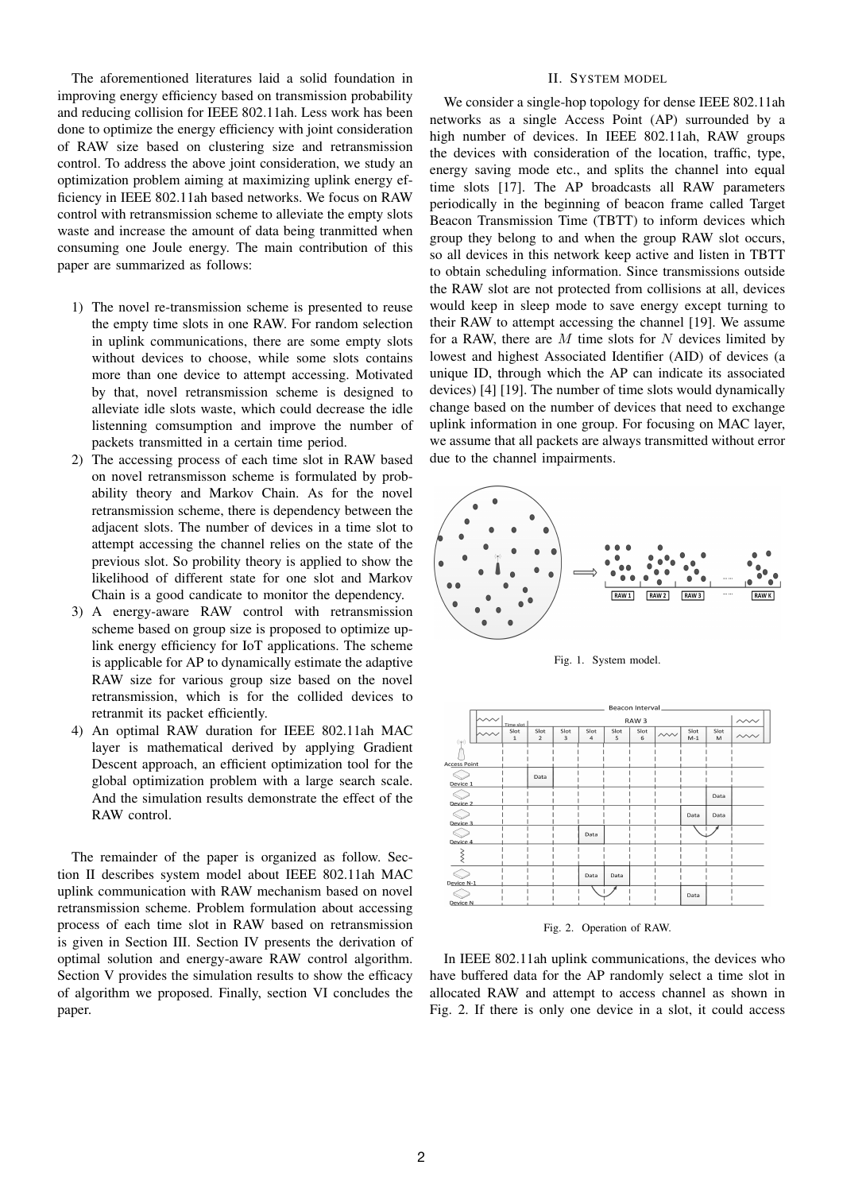The aforementioned literatures laid a solid foundation in improving energy efficiency based on transmission probability and reducing collision for IEEE 802.11ah. Less work has been done to optimize the energy efficiency with joint consideration of RAW size based on clustering size and retransmission control. To address the above joint consideration, we study an optimization problem aiming at maximizing uplink energy efficiency in IEEE 802.11ah based networks. We focus on RAW control with retransmission scheme to alleviate the empty slots waste and increase the amount of data being tranmitted when consuming one Joule energy. The main contribution of this paper are summarized as follows:

1) The novel re-transmission scheme is presented to reuse the empty time slots in one RAW. For random selection in uplink communications, there are some empty slots without devices to choose, while some slots contains more than one device to attempt accessing. Motivated by that, novel retransmission scheme is designed to alleviate idle slots waste, which could decrease the idle listenning comsumption and improve the number of packets transmitted in a certain time period.
2) The accessing process of each time slot in RAW based on novel retransmisson scheme is formulated by probability theory and Markov Chain. As for the novel retransmission scheme, there is dependency between the adjacent slots. The number of devices in a time slot to attempt accessing the channel relies on the state of the previous slot. So probility theory is applied to show the likelihood of different state for one slot and Markov Chain is a good candicate to monitor the dependency.
3) A energy-aware RAW control with retransmission scheme based on group size is proposed to optimize uplink energy efficiency for IoT applications. The scheme is applicable for AP to dynamically estimate the adaptive RAW size for various group size based on the novel retransmission, which is for the collided devices to retranmit its packet efficiently.
4) An optimal RAW duration for IEEE 802.11ah MAC layer is mathematical derived by applying Gradient Descent approach, an efficient optimization tool for the global optimization problem with a large search scale. And the simulation results demonstrate the effect of the RAW control.

The remainder of the paper is organized as follow. Section II describes system model about IEEE 802.11ah MAC uplink communication with RAW mechanism based on novel retransmission scheme. Problem formulation about accessing process of each time slot in RAW based on retransmission is given in Section III. Section IV presents the derivation of optimal solution and energy-aware RAW control algorithm. Section V provides the simulation results to show the efficacy of algorithm we proposed. Finally, section VI concludes the paper.

## II. System model

We consider a single-hop topology for dense IEEE 802.11ah networks as a single Access Point (AP) surrounded by a high number of devices. In IEEE 802.11ah, RAW groups the devices with consideration of the location, traffic, type, energy saving mode etc., and splits the channel into equal time slots [17]. The AP broadcasts all RAW parameters periodically in the beginning of beacon frame called Target Beacon Transmission Time (TBTT) to inform devices which group they belong to and when the group RAW slot occurs, so all devices in this network keep active and listen in TBTT to obtain scheduling information. Since transmissions outside the RAW slot are not protected from collisions at all, devices would keep in sleep mode to save energy except turning to their RAW to attempt accessing the channel [19]. We assume for a RAW, there are $M$ time slots for $N$ devices limited by lowest and highest Associated Identifier (AID) of devices (a unique ID, through which the AP can indicate its associated devices) [4] [19]. The number of time slots would dynamically change based on the number of devices that need to exchange uplink information in one group. For focusing on MAC layer, we assume that all packets are always transmitted without error due to the channel impairments.

Fig. 1. System model.

Fig. 2. Operation of RAW.

In IEEE 802.11ah uplink communications, the devices who have buffered data for the AP randomly select a time slot in allocated RAW and attempt to access channel as shown in Fig. 2. If there is only one device in a slot, it could access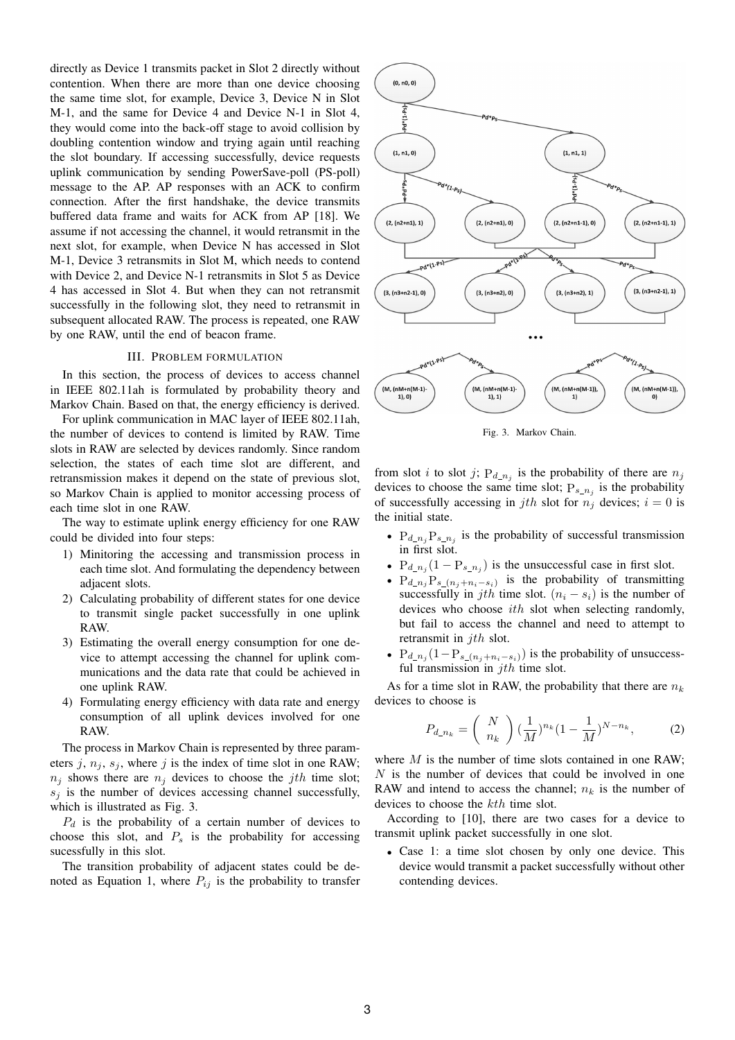directly as Device 1 transmits packet in Slot 2 directly without contention. When there are more than one device choosing the same time slot, for example, Device 3, Device N in Slot M-1, and the same for Device 4 and Device N-1 in Slot 4, they would come into the back-off stage to avoid collision by doubling contention window and trying again until reaching the slot boundary. If accessing successfully, device requests uplink communication by sending PowerSave-poll (PS-poll) message to the AP. AP responses with an ACK to confirm connection. After the first handshake, the device transmits buffered data frame and waits for ACK from AP [18]. We assume if not accessing the channel, it would retransmit in the next slot, for example, when Device N has accessed in Slot M-1, Device 3 retransmits in Slot M, which needs to contend with Device 2, and Device N-1 retransmits in Slot 5 as Device 4 has accessed in Slot 4. But when they can not retransmit successfully in the following slot, they need to retransmit in subsequent allocated RAW. The process is repeated, one RAW by one RAW, until the end of beacon frame.

## III. Problem Formulation

In this section, the process of devices to access channel in IEEE 802.11ah is formulated by probability theory and Markov Chain. Based on that, the energy efficiency is derived.

For uplink communication in MAC layer of IEEE 802.11ah, the number of devices to contend is limited by RAW. Time slots in RAW are selected by devices randomly. Since random selection, the states of each time slot are different, and retransmission makes it depend on the state of previous slot, so Markov Chain is applied to monitor accessing process of each time slot in one RAW.

The way to estimate uplink energy efficiency for one RAW could be divided into four steps:

1) Minitoring the accessing and transmission process in each time slot. And formulating the dependency between adjacent slots.
2) Calculating probability of different states for one device to transmit single packet successfully in one uplink RAW.
3) Estimating the overall energy consumption for one device to attempt accessing the channel for uplink communications and the data rate that could be achieved in one uplink RAW.
4) Formulating energy efficiency with data rate and energy consumption of all uplink devices involved for one RAW.

The process in Markov Chain is represented by three parameters $j$, $n_j$, $s_j$, where $j$ is the index of time slot in one RAW; $n_j$ shows there are $n_j$ devices to choose the $jth$ time slot; $s_j$ is the number of devices accessing channel successfully, which is illustrated as Fig. 3.

$P_d$ is the probability of a certain number of devices to choose this slot, and $P_s$ is the probability for accessing sucessfully in this slot.

The transition probability of adjacent states could be denoted as Equation 1, where $P_{ij}$ is the probability to transfer from slot $i$ to slot $j$; $\mathrm{P}_{d\_n_j}$ is the probability of there are $n_j$ devices to choose the same time slot; $\mathrm{P}_{s\_n_j}$ is the probability of successfully accessing in $jth$ slot for $n_j$ devices; $i = 0$ is the initial state.

Fig. 3. Markov Chain.

- $\mathrm{P}_{d\_n_j}\mathrm{P}_{s\_n_j}$ is the probability of successful transmission in first slot.
- $\mathrm{P}_{d\_n_j}(1 - \mathrm{P}_{s\_n_j})$ is the unsuccessful case in first slot.
- $\mathrm{P}_{d\_n_j}\mathrm{P}_{s\_(n_j+n_i-s_i)}$ is the probability of transmitting successfully in $jth$ time slot. $(n_i - s_i)$ is the number of devices who choose $ith$ slot when selecting randomly, but fail to access the channel and need to attempt to retransmit in $jth$ slot.
- $\mathrm{P}_{d\_n_j}(1-\mathrm{P}_{s\_(n_j+n_i-s_i)})$ is the probability of unsuccessful transmission in $jth$ time slot.

As for a time slot in RAW, the probability that there are $n_k$ devices to choose is

$$P_{d\_n_k} = \begin{pmatrix} N \\ n_k \end{pmatrix} (\frac{1}{M})^{n_k}(1 - \frac{1}{M})^{N-n_k}, \tag{2}$$

where $M$ is the number of time slots contained in one RAW; $N$ is the number of devices that could be involved in one RAW and intend to access the channel; $n_k$ is the number of devices to choose the $kth$ time slot.

According to [10], there are two cases for a device to transmit uplink packet successfully in one slot.

- Case 1: a time slot chosen by only one device. This device would transmit a packet successfully without other contending devices.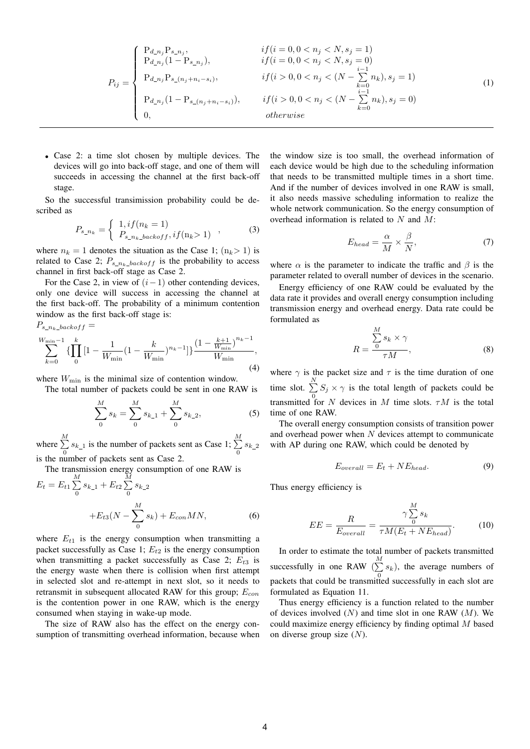$$
P_{ij} = \begin{cases} \mathrm{P}_{d\_n_j}\mathrm{P}_{s\_n_j}, & if(i=0, 0<n_j<N, s_j=1) \\ \mathrm{P}_{d\_n_j}(1-\mathrm{P}_{s\_n_j}), & if(i=0, 0<n_j<N, s_j=0) \\ \mathrm{P}_{d\_n_j}\mathrm{P}_{s\_(n_j+n_i-s_i)}, & if(i>0, 0<n_j<(N-\sum\limits_{k=0}^{i-1} n_k), s_j=1) \\ \mathrm{P}_{d\_n_j}(1-\mathrm{P}_{s\_(n_j+n_i-s_i)}), & if(i>0, 0<n_j<(N-\sum\limits_{k=0}^{i-1} n_k), s_j=0) \\ 0, & otherwise \end{cases} \tag{1}
$$

- Case 2: a time slot chosen by multiple devices. The devices will go into back-off stage, and one of them will succeeds in accessing the channel at the first back-off stage.

So the successful transimission probability could be described as

$$
P_{s\_n_k} = \begin{cases} 1, if(n_k=1) \\ P_{s\_n_k\_backoff}, if(\mathrm{n_k}>1) \end{cases}, \tag{3}
$$

where $n_k = 1$ denotes the situation as the Case 1; $(\mathrm{n_k}> 1)$ is related to Case 2; $P_{s\_n_k\_backoff}$ is the probability to access channel in first back-off stage as Case 2.

For the Case 2, in view of $(i-1)$ other contending devices, only one device will success in accessing the channel at the first back-off. The probability of a minimum contention window as the first back-off stage is:

$$
P_{s\_n_k\_backoff} = \sum_{k=0}^{W_{\min}-1}\{\prod_{0}^{k}[1-\frac{1}{W_{\min}}(1-\frac{k}{W_{\min}})^{n_k-1}]\}\frac{(1-\frac{k+1}{W_{\min}})^{n_k-1}}{W_{\min}}, \tag{4}
$$

where $W_{\min}$ is the minimal size of contention window.

The total number of packets could be sent in one RAW is

$$
\sum_{0}^{M} s_k = \sum_{0}^{M} s_{k\_1} + \sum_{0}^{M} s_{k\_2}, \tag{5}
$$

where $\sum\limits_{0}^{M} s_{k\_1}$ is the number of packets sent as Case 1; $\sum\limits_{0}^{M} s_{k\_2}$ is the number of packets sent as Case 2.

The transmission energy consumption of one RAW is

$$
E_t = E_{t1}\sum_{0}^{M} s_{k\_1} + E_{t2}\sum_{0}^{M} s_{k\_2} + E_{t3}(N-\sum_{0}^{M} s_k) + E_{con}MN, \tag{6}
$$

where $E_{t1}$ is the energy consumption when transmitting a packet successfully as Case 1; $E_{t2}$ is the energy consumption when transmitting a packet successfully as Case 2; $E_{t3}$ is the energy waste when there is collision when first attempt in selected slot and re-attempt in next slot, so it needs to retransmit in subsequent allocated RAW for this group; $E_{con}$ is the contention power in one RAW, which is the energy consumed when staying in wake-up mode.

The size of RAW also has the effect on the energy consumption of transmitting overhead information, because when the window size is too small, the overhead information of each device would be high due to the scheduling information that needs to be transmitted multiple times in a short time. And if the number of devices involved in one RAW is small, it also needs massive scheduling information to realize the whole network communication. So the energy consumption of overhead information is related to $N$ and $M$:

$$
E_{head} = \frac{\alpha}{M} \times \frac{\beta}{N}, \tag{7}
$$

where $\alpha$ is the parameter to indicate the traffic and $\beta$ is the parameter related to overall number of devices in the scenario.

Energy efficiency of one RAW could be evaluated by the data rate it provides and overall energy consumption including transmission energy and overhead energy. Data rate could be formulated as

$$
R = \frac{\sum\limits_{0}^{M} s_k \times \gamma}{\tau M}, \tag{8}
$$

where $\gamma$ is the packet size and $\tau$ is the time duration of one time slot. $\sum\limits_{0}^{N} S_j \times \gamma$ is the total length of packets could be transmitted for $N$ devices in $M$ time slots. $\tau M$ is the total time of one RAW.

The overall energy consumption consists of transition power and overhead power when $N$ devices attempt to communicate with AP during one RAW, which could be denoted by

$$
E_{overall} = E_t + NE_{head}. \tag{9}
$$

Thus energy efficiency is

$$
EE = \frac{R}{E_{overall}} = \frac{\gamma\sum\limits_{0}^{M} s_k}{\tau M(E_t + NE_{head})}. \tag{10}
$$

In order to estimate the total number of packets transmitted successfully in one RAW ($\sum\limits_{0}^{M} s_k$), the average numbers of packets that could be transmitted successfully in each slot are formulated as Equation 11.

Thus energy efficiency is a function related to the number of devices involved ($N$) and time slot in one RAW ($M$). We could maximize energy efficiency by finding optimal $M$ based on diverse group size ($N$).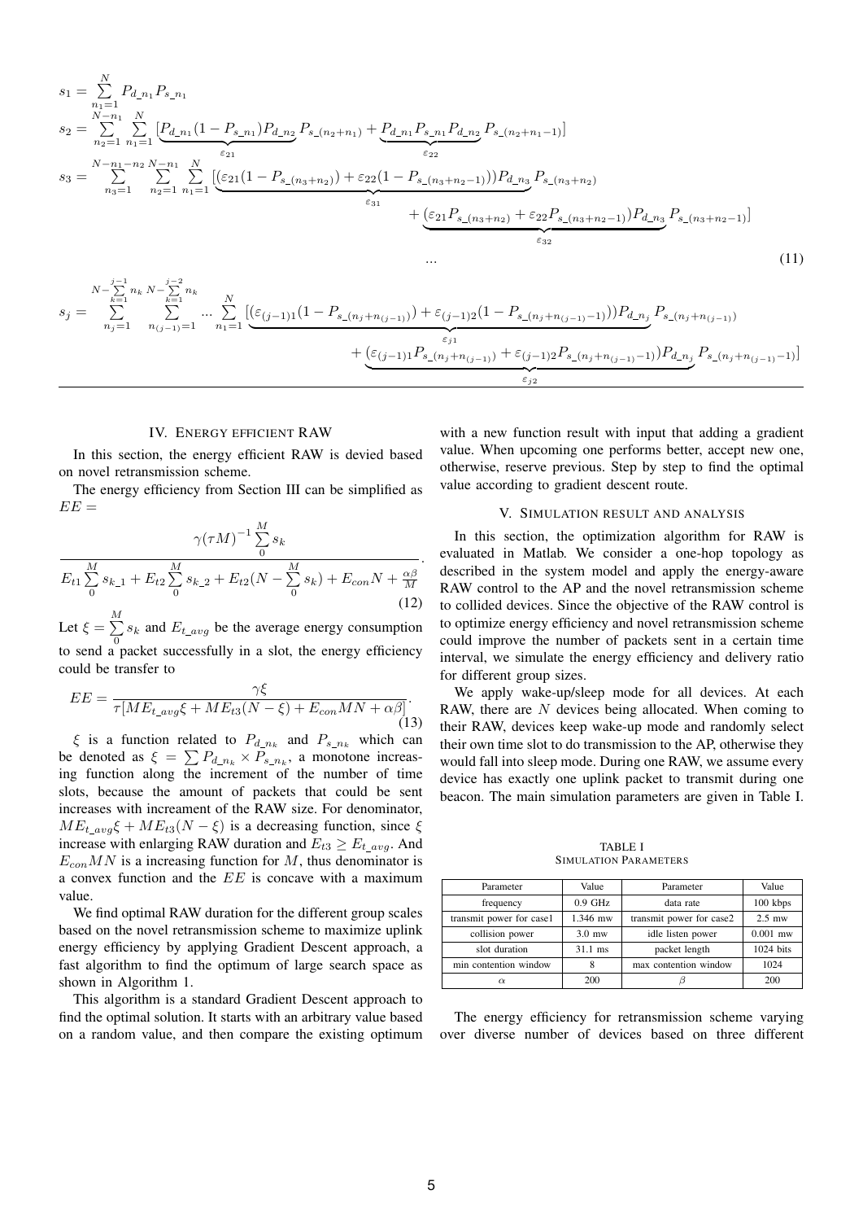$$
\begin{aligned}
s_1 &= \sum_{n_1=1}^{N} P_{d\_n_1} P_{s\_n_1} \\
s_2 &= \sum_{n_2=1}^{N-n_1} \sum_{n_1=1}^{N} [\underbrace{P_{d\_n_1}(1-P_{s\_n_1})P_{d\_n_2}}_{\varepsilon_{21}} P_{s\_(n_2+n_1)} + \underbrace{P_{d\_n_1}P_{s\_n_1}P_{d\_n_2}}_{\varepsilon_{22}} P_{s\_(n_2+n_1-1)}] \\
s_3 &= \sum_{n_3=1}^{N-n_1-n_2} \sum_{n_2=1}^{N-n_1} \sum_{n_1=1}^{N} [\underbrace{(\varepsilon_{21}(1-P_{s\_(n_3+n_2)}) + \varepsilon_{22}(1-P_{s\_(n_3+n_2-1)}))P_{d\_n_3}}_{\varepsilon_{31}} P_{s\_(n_3+n_2)} \\
&\quad + \underbrace{(\varepsilon_{21}P_{s\_(n_3+n_2)} + \varepsilon_{22}P_{s\_(n_3+n_2-1)})P_{d\_n_3}}_{\varepsilon_{32}} P_{s\_(n_3+n_2-1)}] \\
&\quad \ldots \\
s_j &= \sum_{n_j=1}^{N-\sum_{k=1}^{j-1} n_k} \sum_{n_{(j-1)}=1}^{N-\sum_{k=1}^{j-2} n_k} \ldots \sum_{n_1=1}^{N} [\underbrace{(\varepsilon_{(j-1)1}(1-P_{s\_(n_j+n_{(j-1)})}) + \varepsilon_{(j-1)2}(1-P_{s\_(n_j+n_{(j-1)}-1)}))P_{d\_n_j}}_{\varepsilon_{j1}} P_{s\_(n_j+n_{(j-1)})} \\
&\quad + \underbrace{(\varepsilon_{(j-1)1}P_{s\_(n_j+n_{(j-1)})} + \varepsilon_{(j-1)2}P_{s\_(n_j+n_{(j-1)}-1)})P_{d\_n_j}}_{\varepsilon_{j2}} P_{s\_(n_j+n_{(j-1)}-1)}]
\end{aligned}
\tag{11}
$$

## IV. Energy Efficient RAW

In this section, the energy efficient RAW is devied based on novel retransmission scheme.

The energy efficiency from Section III can be simplified as $EE =$

$$
\frac{\gamma(\tau M)^{-1} \sum_{0}^{M} s_k}{E_{t1}\sum_{0}^{M} s_{k\_1} + E_{t2}\sum_{0}^{M} s_{k\_2} + E_{t2}(N - \sum_{0}^{M} s_k) + E_{con}N + \frac{\alpha\beta}{M}}. \tag{12}
$$

Let $\xi = \sum_{0}^{M} s_k$ and $E_{t\_avg}$ be the average energy consumption to send a packet successfully in a slot, the energy efficiency could be transfer to

$$
EE = \frac{\gamma\xi}{\tau[ME_{t\_avg}\xi + ME_{t3}(N-\xi) + E_{con}MN + \alpha\beta]}. \tag{13}
$$

$\xi$ is a function related to $P_{d\_n_k}$ and $P_{s\_n_k}$ which can be denoted as $\xi = \sum P_{d\_n_k} \times P_{s\_n_k}$, a monotone increasing function along the increment of the number of time slots, because the amount of packets that could be sent increases with increament of the RAW size. For denominator, $ME_{t\_avg}\xi + ME_{t3}(N-\xi)$ is a decreasing function, since $\xi$ increase with enlarging RAW duration and $E_{t3} \geq E_{t\_avg}$. And $E_{con}MN$ is a increasing function for $M$, thus denominator is a convex function and the $EE$ is concave with a maximum value.

We find optimal RAW duration for the different group scales based on the novel retransmission scheme to maximize uplink energy efficiency by applying Gradient Descent approach, a fast algorithm to find the optimum of large search space as shown in Algorithm 1.

This algorithm is a standard Gradient Descent approach to find the optimal solution. It starts with an arbitrary value based on a random value, and then compare the existing optimum with a new function result with input that adding a gradient value. When upcoming one performs better, accept new one, otherwise, reserve previous. Step by step to find the optimal value according to gradient descent route.

## V. Simulation Result and Analysis

In this section, the optimization algorithm for RAW is evaluated in Matlab. We consider a one-hop topology as described in the system model and apply the energy-aware RAW control to the AP and the novel retransmission scheme to collided devices. Since the objective of the RAW control is to optimize energy efficiency and novel retransmission scheme could improve the number of packets sent in a certain time interval, we simulate the energy efficiency and delivery ratio for different group sizes.

We apply wake-up/sleep mode for all devices. At each RAW, there are $N$ devices being allocated. When coming to their RAW, devices keep wake-up mode and randomly select their own time slot to do transmission to the AP, otherwise they would fall into sleep mode. During one RAW, we assume every device has exactly one uplink packet to transmit during one beacon. The main simulation parameters are given in Table I.

TABLE I
Simulation Parameters

| Parameter | Value | Parameter | Value |
|---|---|---|---|
| frequency | 0.9 GHz | data rate | 100 kbps |
| transmit power for case1 | 1.346 mw | transmit power for case2 | 2.5 mw |
| collision power | 3.0 mw | idle listen power | 0.001 mw |
| slot duration | 31.1 ms | packet length | 1024 bits |
| min contention window | 8 | max contention window | 1024 |
| $\alpha$ | 200 | $\beta$ | 200 |

The energy efficiency for retransmission scheme varying over diverse number of devices based on three different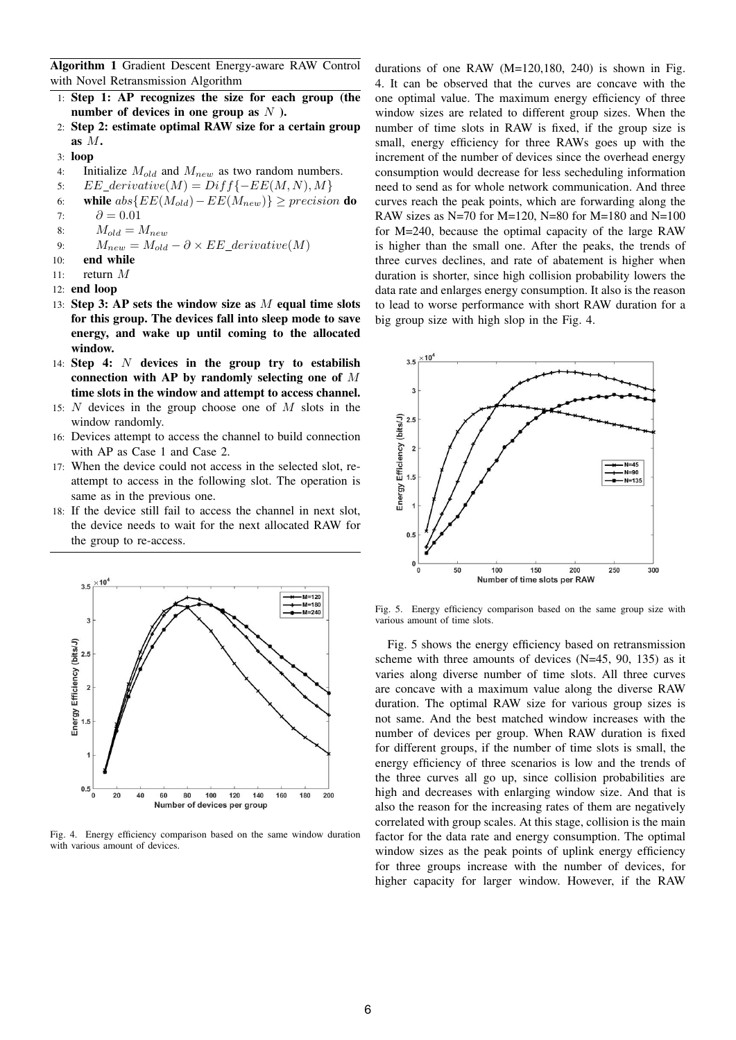**Algorithm 1** Gradient Descent Energy-aware RAW Control with Novel Retransmission Algorithm

1: **Step 1: AP recognizes the size for each group (the number of devices in one group as $N$ ).**

2: **Step 2: estimate optimal RAW size for a certain group as $M$.**

3: **loop**

4: Initialize $M_{old}$ and $M_{new}$ as two random numbers.

5: $EE\_derivative(M) = Diff\{-EE(M, N), M\}$

6: **while** $abs\{EE(M_{old}) - EE(M_{new})\} \geq precision$ **do**

7: $\partial = 0.01$

8: $M_{old} = M_{new}$

9: $M_{new} = M_{old} - \partial \times EE\_derivative(M)$

10: **end while**

11: return $M$

12: **end loop**

13: **Step 3: AP sets the window size as $M$ equal time slots for this group. The devices fall into sleep mode to save energy, and wake up until coming to the allocated window.**

14: **Step 4: $N$ devices in the group try to estabilish connection with AP by randomly selecting one of $M$ time slots in the window and attempt to access channel.**

15: $N$ devices in the group choose one of $M$ slots in the window randomly.

16: Devices attempt to access the channel to build connection with AP as Case 1 and Case 2.

17: When the device could not access in the selected slot, re-attempt to access in the following slot. The operation is same as in the previous one.

18: If the device still fail to access the channel in next slot, the device needs to wait for the next allocated RAW for the group to re-access.

Fig. 4. Energy efficiency comparison based on the same window duration with various amount of devices.

durations of one RAW (M=120,180, 240) is shown in Fig. 4. It can be observed that the curves are concave with the one optimal value. The maximum energy efficiency of three window sizes are related to different group sizes. When the number of time slots in RAW is fixed, if the group size is small, energy efficiency for three RAWs goes up with the increment of the number of devices since the overhead energy consumption would decrease for less secheduling information need to send as for whole network communication. And three curves reach the peak points, which are forwarding along the RAW sizes as N=70 for M=120, N=80 for M=180 and N=100 for M=240, because the optimal capacity of the large RAW is higher than the small one. After the peaks, the trends of three curves declines, and rate of abatement is higher when duration is shorter, since high collision probability lowers the data rate and enlarges energy consumption. It also is the reason to lead to worse performance with short RAW duration for a big group size with high slop in the Fig. 4.

Fig. 5. Energy efficiency comparison based on the same group size with various amount of time slots.

Fig. 5 shows the energy efficiency based on retransmission scheme with three amounts of devices (N=45, 90, 135) as it varies along diverse number of time slots. All three curves are concave with a maximum value along the diverse RAW duration. The optimal RAW size for various group sizes is not same. And the best matched window increases with the number of devices per group. When RAW duration is fixed for different groups, if the number of time slots is small, the energy efficiency of three scenarios is low and the trends of the three curves all go up, since collision probabilities are high and decreases with enlarging window size. And that is also the reason for the increasing rates of them are negatively correlated with group scales. At this stage, collision is the main factor for the data rate and energy consumption. The optimal window sizes as the peak points of uplink energy efficiency for three groups increase with the number of devices, for higher capacity for larger window. However, if the RAW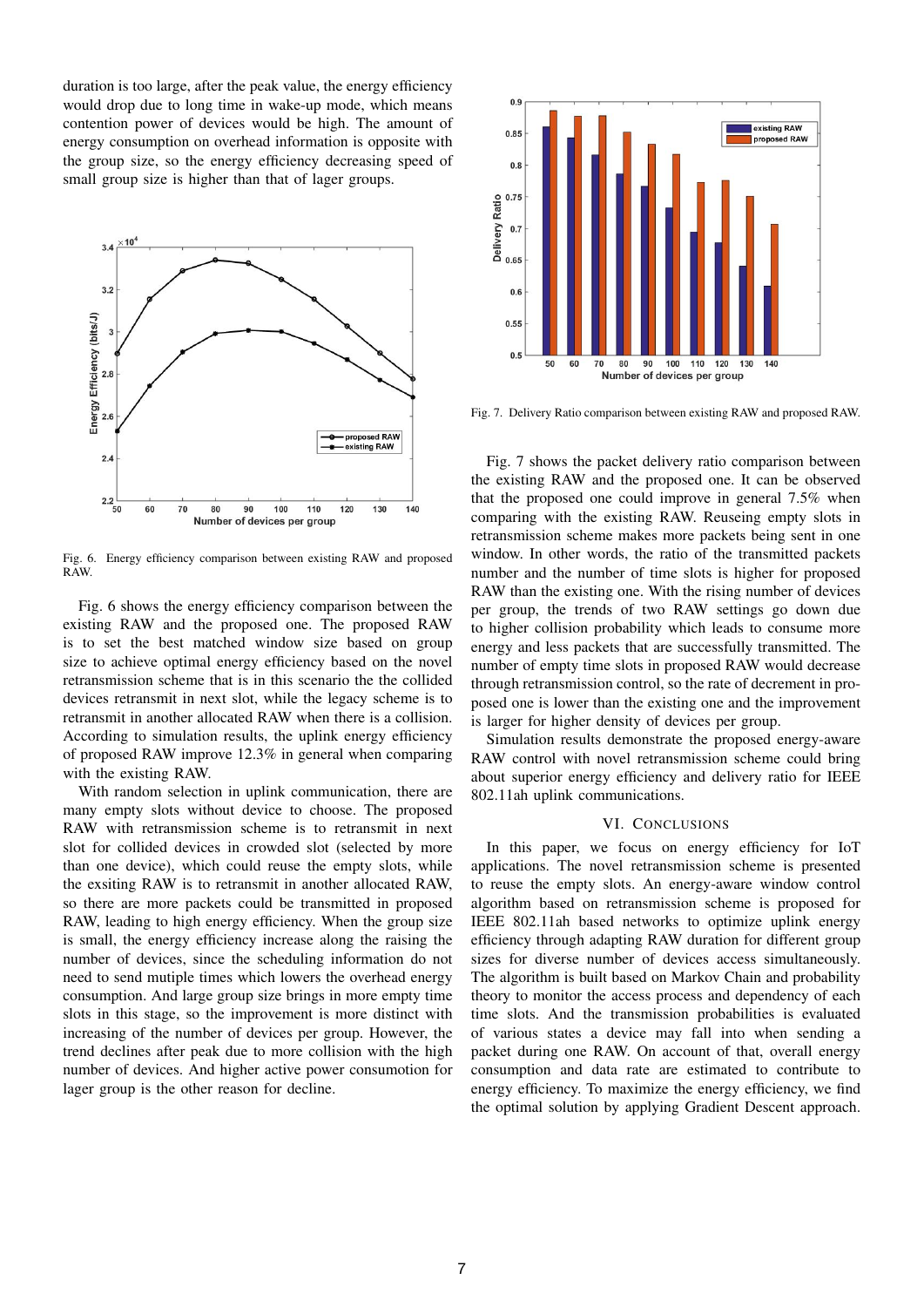duration is too large, after the peak value, the energy efficiency would drop due to long time in wake-up mode, which means contention power of devices would be high. The amount of energy consumption on overhead information is opposite with the group size, so the energy efficiency decreasing speed of small group size is higher than that of lager groups.

Fig. 6. Energy efficiency comparison between existing RAW and proposed RAW.

Fig. 6 shows the energy efficiency comparison between the existing RAW and the proposed one. The proposed RAW is to set the best matched window size based on group size to achieve optimal energy efficiency based on the novel retransmission scheme that is in this scenario the the collided devices retransmit in next slot, while the legacy scheme is to retransmit in another allocated RAW when there is a collision. According to simulation results, the uplink energy efficiency of proposed RAW improve 12.3% in general when comparing with the existing RAW.

With random selection in uplink communication, there are many empty slots without device to choose. The proposed RAW with retransmission scheme is to retransmit in next slot for collided devices in crowded slot (selected by more than one device), which could reuse the empty slots, while the exsiting RAW is to retransmit in another allocated RAW, so there are more packets could be transmitted in proposed RAW, leading to high energy efficiency. When the group size is small, the energy efficiency increase along the raising the number of devices, since the scheduling information do not need to send mutiple times which lowers the overhead energy consumption. And large group size brings in more empty time slots in this stage, so the improvement is more distinct with increasing of the number of devices per group. However, the trend declines after peak due to more collision with the high number of devices. And higher active power consumotion for lager group is the other reason for decline.

Fig. 7. Delivery Ratio comparison between existing RAW and proposed RAW.

Fig. 7 shows the packet delivery ratio comparison between the existing RAW and the proposed one. It can be observed that the proposed one could improve in general 7.5% when comparing with the existing RAW. Reuseing empty slots in retransmission scheme makes more packets being sent in one window. In other words, the ratio of the transmitted packets number and the number of time slots is higher for proposed RAW than the existing one. With the rising number of devices per group, the trends of two RAW settings go down due to higher collision probability which leads to consume more energy and less packets that are successfully transmitted. The number of empty time slots in proposed RAW would decrease through retransmission control, so the rate of decrement in proposed one is lower than the existing one and the improvement is larger for higher density of devices per group.

Simulation results demonstrate the proposed energy-aware RAW control with novel retransmission scheme could bring about superior energy efficiency and delivery ratio for IEEE 802.11ah uplink communications.

## VI. Conclusions

In this paper, we focus on energy efficiency for IoT applications. The novel retransmission scheme is presented to reuse the empty slots. An energy-aware window control algorithm based on retransmission scheme is proposed for IEEE 802.11ah based networks to optimize uplink energy efficiency through adapting RAW duration for different group sizes for diverse number of devices access simultaneously. The algorithm is built based on Markov Chain and probability theory to monitor the access process and dependency of each time slots. And the transmission probabilities is evaluated of various states a device may fall into when sending a packet during one RAW. On account of that, overall energy consumption and data rate are estimated to contribute to energy efficiency. To maximize the energy efficiency, we find the optimal solution by applying Gradient Descent approach.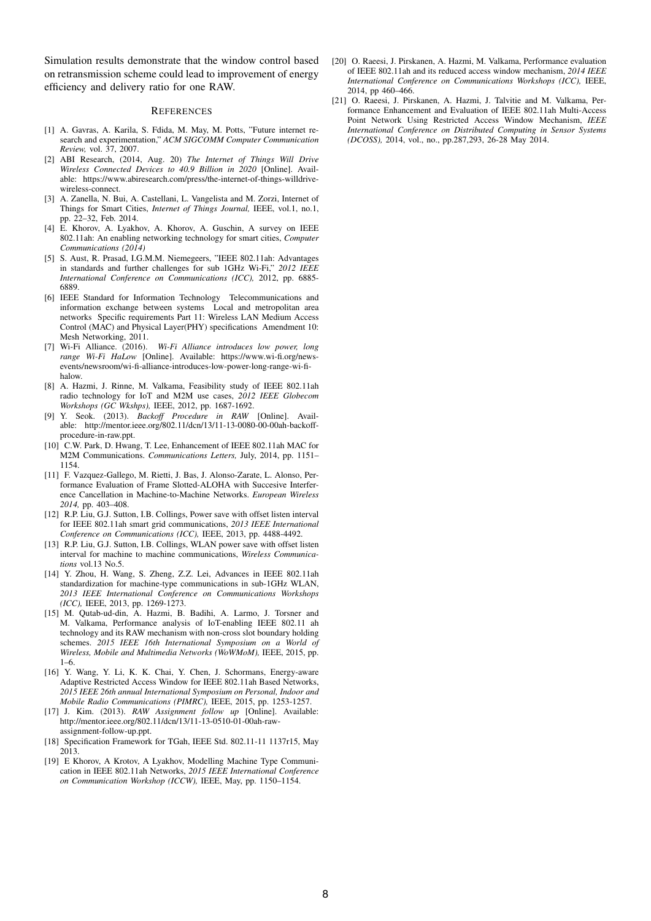Simulation results demonstrate that the window control based on retransmission scheme could lead to improvement of energy efficiency and delivery ratio for one RAW.

## References

[1] A. Gavras, A. Karila, S. Fdida, M. May, M. Potts, "Future internet research and experimentation," *ACM SIGCOMM Computer Communication Review,* vol. 37, 2007.

[2] ABI Research, (2014, Aug. 20) *The Internet of Things Will Drive Wireless Connected Devices to 40.9 Billion in 2020* [Online]. Available: https://www.abiresearch.com/press/the-internet-of-things-willdrive-wireless-connect.

[3] A. Zanella, N. Bui, A. Castellani, L. Vangelista and M. Zorzi, Internet of Things for Smart Cities, *Internet of Things Journal,* IEEE, vol.1, no.1, pp. 22–32, Feb. 2014.

[4] E. Khorov, A. Lyakhov, A. Khorov, A. Guschin, A survey on IEEE 802.11ah: An enabling networking technology for smart cities, *Computer Communications (2014)*

[5] S. Aust, R. Prasad, I.G.M.M. Niemegeers, "IEEE 802.11ah: Advantages in standards and further challenges for sub 1GHz Wi-Fi," *2012 IEEE International Conference on Communications (ICC),* 2012, pp. 6885-6889.

[6] IEEE Standard for Information Technology Telecommunications and information exchange between systems Local and metropolitan area networks Specific requirements Part 11: Wireless LAN Medium Access Control (MAC) and Physical Layer(PHY) specifications Amendment 10: Mesh Networking, 2011.

[7] Wi-Fi Alliance. (2016). *Wi-Fi Alliance introduces low power, long range Wi-Fi HaLow* [Online]. Available: https://www.wi-fi.org/news-events/newsroom/wi-fi-alliance-introduces-low-power-long-range-wi-fi-halow.

[8] A. Hazmi, J. Rinne, M. Valkama, Feasibility study of IEEE 802.11ah radio technology for IoT and M2M use cases, *2012 IEEE Globecom Workshops (GC Wkshps),* IEEE, 2012, pp. 1687-1692.

[9] Y. Seok. (2013). *Backoff Procedure in RAW* [Online]. Available: http://mentor.ieee.org/802.11/dcn/13/11-13-0080-00-00ah-backoff-procedure-in-raw.ppt.

[10] C.W. Park, D. Hwang, T. Lee, Enhancement of IEEE 802.11ah MAC for M2M Communications. *Communications Letters,* July, 2014, pp. 1151–1154.

[11] F. Vazquez-Gallego, M. Rietti, J. Bas, J. Alonso-Zarate, L. Alonso, Performance Evaluation of Frame Slotted-ALOHA with Succesive Interference Cancellation in Machine-to-Machine Networks. *European Wireless 2014,* pp. 403–408.

[12] R.P. Liu, G.J. Sutton, I.B. Collings, Power save with offset listen interval for IEEE 802.11ah smart grid communications, *2013 IEEE International Conference on Communications (ICC),* IEEE, 2013, pp. 4488-4492.

[13] R.P. Liu, G.J. Sutton, I.B. Collings, WLAN power save with offset listen interval for machine to machine communications, *Wireless Communications* vol.13 No.5.

[14] Y. Zhou, H. Wang, S. Zheng, Z.Z. Lei, Advances in IEEE 802.11ah standardization for machine-type communications in sub-1GHz WLAN, *2013 IEEE International Conference on Communications Workshops (ICC),* IEEE, 2013, pp. 1269-1273.

[15] M. Qutab-ud-din, A. Hazmi, B. Badihi, A. Larmo, J. Torsner and M. Valkama, Performance analysis of IoT-enabling IEEE 802.11 ah technology and its RAW mechanism with non-cross slot boundary holding schemes. *2015 IEEE 16th International Symposium on a World of Wireless, Mobile and Multimedia Networks (WoWMoM),* IEEE, 2015, pp. 1–6.

[16] Y. Wang, Y. Li, K. K. Chai, Y. Chen, J. Schormans, Energy-aware Adaptive Restricted Access Window for IEEE 802.11ah Based Networks, *2015 IEEE 26th annual International Symposium on Personal, Indoor and Mobile Radio Communications (PIMRC),* IEEE, 2015, pp. 1253-1257.

[17] J. Kim. (2013). *RAW Assignment follow up* [Online]. Available: http://mentor.ieee.org/802.11/dcn/13/11-13-0510-01-00ah-raw-assignment-follow-up.ppt.

[18] Specification Framework for TGah, IEEE Std. 802.11-11 1137r15, May 2013.

[19] E Khorov, A Krotov, A Lyakhov, Modelling Machine Type Communication in IEEE 802.11ah Networks, *2015 IEEE International Conference on Communication Workshop (ICCW),* IEEE, May, pp. 1150–1154.

[20] O. Raeesi, J. Pirskanen, A. Hazmi, M. Valkama, Performance evaluation of IEEE 802.11ah and its reduced access window mechanism, *2014 IEEE International Conference on Communications Workshops (ICC),* IEEE, 2014, pp 460–466.

[21] O. Raeesi, J. Pirskanen, A. Hazmi, J. Talvitie and M. Valkama, Performance Enhancement and Evaluation of IEEE 802.11ah Multi-Access Point Network Using Restricted Access Window Mechanism, *IEEE International Conference on Distributed Computing in Sensor Systems (DCOSS),* 2014, vol., no., pp.287,293, 26-28 May 2014.